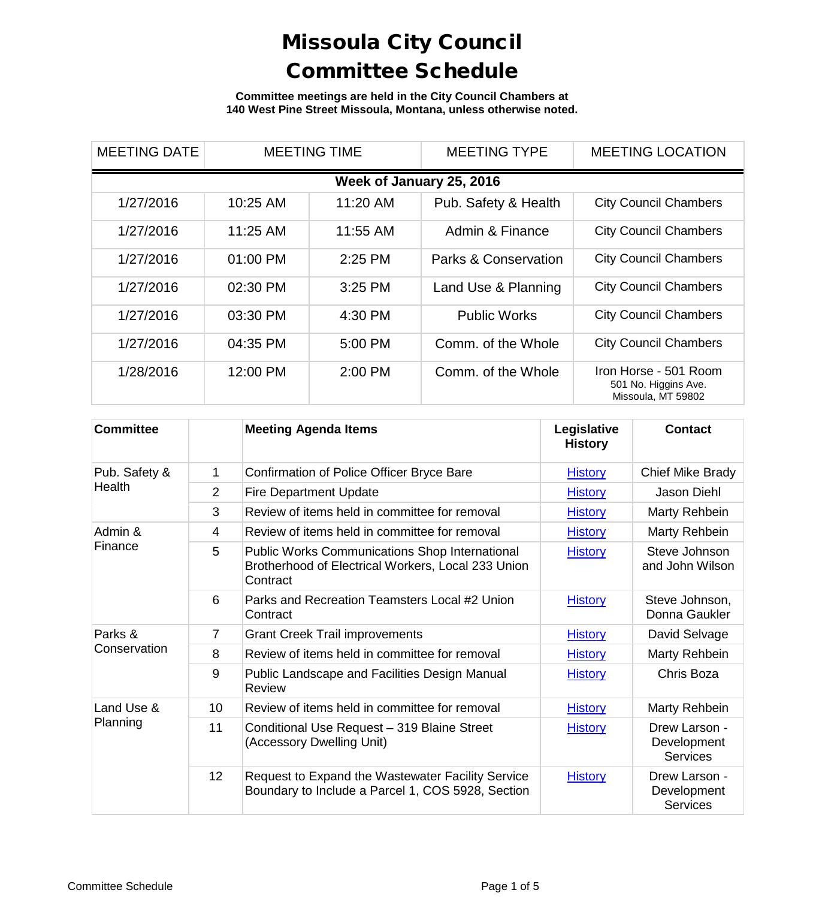# Missoula City Council Committee Schedule

**Committee meetings are held in the City Council Chambers at 140 West Pine Street Missoula, Montana, unless otherwise noted.**

| MEETING DATE | MEETING TIME | | MEETING TYPE | MEETING LOCATION |
|---|---|---|---|---|
| **Week of January 25, 2016** | | | | |
| 1/27/2016 | 10:25 AM | 11:20 AM | Pub. Safety & Health | City Council Chambers |
| 1/27/2016 | 11:25 AM | 11:55 AM | Admin & Finance | City Council Chambers |
| 1/27/2016 | 01:00 PM | 2:25 PM | Parks & Conservation | City Council Chambers |
| 1/27/2016 | 02:30 PM | 3:25 PM | Land Use & Planning | City Council Chambers |
| 1/27/2016 | 03:30 PM | 4:30 PM | Public Works | City Council Chambers |
| 1/27/2016 | 04:35 PM | 5:00 PM | Comm. of the Whole | City Council Chambers |
| 1/28/2016 | 12:00 PM | 2:00 PM | Comm. of the Whole | Iron Horse - 501 Room 501 No. Higgins Ave. Missoula, MT 59802 |

| Committee | | Meeting Agenda Items | Legislative History | Contact |
|---|---|---|---|---|
| Pub. Safety & Health | 1 | Confirmation of Police Officer Bryce Bare | History | Chief Mike Brady |
| | 2 | Fire Department Update | History | Jason Diehl |
| | 3 | Review of items held in committee for removal | History | Marty Rehbein |
| Admin & Finance | 4 | Review of items held in committee for removal | History | Marty Rehbein |
| | 5 | Public Works Communications Shop International Brotherhood of Electrical Workers, Local 233 Union Contract | History | Steve Johnson and John Wilson |
| | 6 | Parks and Recreation Teamsters Local #2 Union Contract | History | Steve Johnson, Donna Gaukler |
| Parks & Conservation | 7 | Grant Creek Trail improvements | History | David Selvage |
| | 8 | Review of items held in committee for removal | History | Marty Rehbein |
| | 9 | Public Landscape and Facilities Design Manual Review | History | Chris Boza |
| Land Use & Planning | 10 | Review of items held in committee for removal | History | Marty Rehbein |
| | 11 | Conditional Use Request – 319 Blaine Street (Accessory Dwelling Unit) | History | Drew Larson - Development Services |
| | 12 | Request to Expand the Wastewater Facility Service Boundary to Include a Parcel 1, COS 5928, Section | History | Drew Larson - Development Services |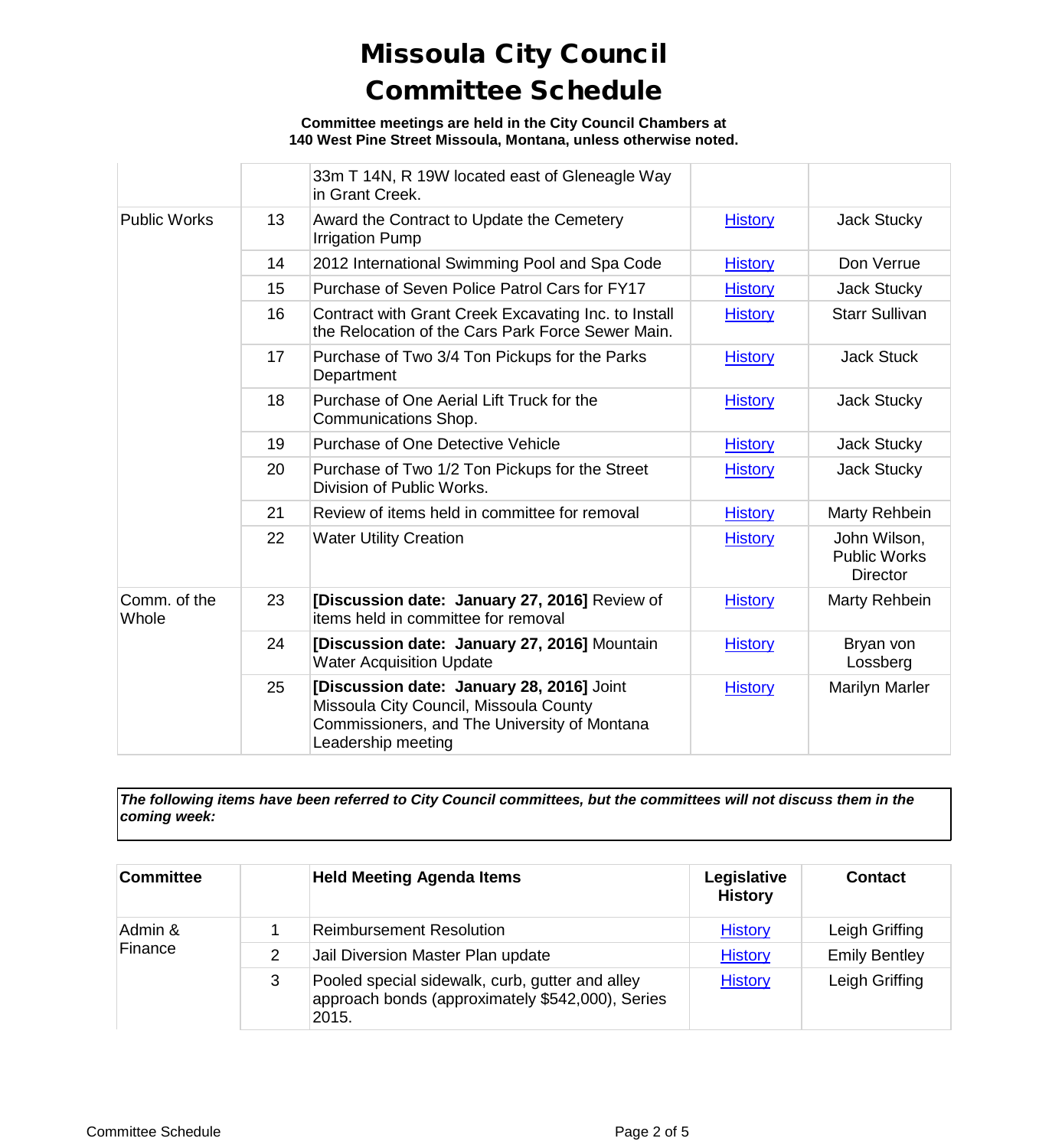# Missoula City Council Committee Schedule

**Committee meetings are held in the City Council Chambers at 140 West Pine Street Missoula, Montana, unless otherwise noted.**

| | | | | |
|---|---|---|---|---|
| | | 33m T 14N, R 19W located east of Gleneagle Way in Grant Creek. | | |
| Public Works | 13 | Award the Contract to Update the Cemetery Irrigation Pump | History | Jack Stucky |
| | 14 | 2012 International Swimming Pool and Spa Code | History | Don Verrue |
| | 15 | Purchase of Seven Police Patrol Cars for FY17 | History | Jack Stucky |
| | 16 | Contract with Grant Creek Excavating Inc. to Install the Relocation of the Cars Park Force Sewer Main. | History | Starr Sullivan |
| | 17 | Purchase of Two 3/4 Ton Pickups for the Parks Department | History | Jack Stuck |
| | 18 | Purchase of One Aerial Lift Truck for the Communications Shop. | History | Jack Stucky |
| | 19 | Purchase of One Detective Vehicle | History | Jack Stucky |
| | 20 | Purchase of Two 1/2 Ton Pickups for the Street Division of Public Works. | History | Jack Stucky |
| | 21 | Review of items held in committee for removal | History | Marty Rehbein |
| | 22 | Water Utility Creation | History | John Wilson, Public Works Director |
| Comm. of the Whole | 23 | **[Discussion date: January 27, 2016]** Review of items held in committee for removal | History | Marty Rehbein |
| | 24 | **[Discussion date: January 27, 2016]** Mountain Water Acquisition Update | History | Bryan von Lossberg |
| | 25 | **[Discussion date: January 28, 2016]** Joint Missoula City Council, Missoula County Commissioners, and The University of Montana Leadership meeting | History | Marilyn Marler |

***The following items have been referred to City Council committees, but the committees will not discuss them in the coming week:***

| Committee | | Held Meeting Agenda Items | Legislative History | Contact |
|---|---|---|---|---|
| Admin & Finance | 1 | Reimbursement Resolution | History | Leigh Griffing |
| | 2 | Jail Diversion Master Plan update | History | Emily Bentley |
| | 3 | Pooled special sidewalk, curb, gutter and alley approach bonds (approximately $542,000), Series 2015. | History | Leigh Griffing |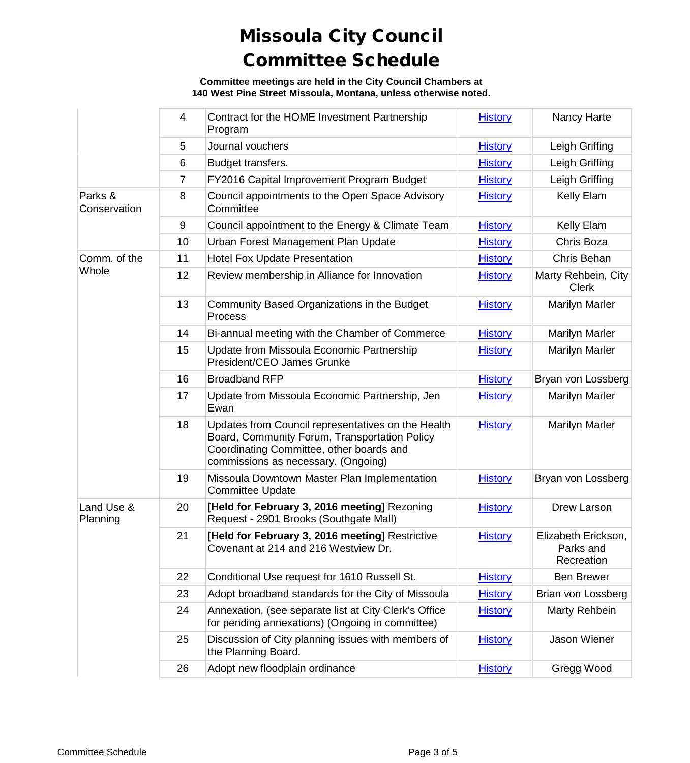# Missoula City Council
# Committee Schedule

**Committee meetings are held in the City Council Chambers at 140 West Pine Street Missoula, Montana, unless otherwise noted.**

| | | | | |
|---|---|---|---|---|
| | 4 | Contract for the HOME Investment Partnership Program | History | Nancy Harte |
| | 5 | Journal vouchers | History | Leigh Griffing |
| | 6 | Budget transfers. | History | Leigh Griffing |
| | 7 | FY2016 Capital Improvement Program Budget | History | Leigh Griffing |
| Parks & Conservation | 8 | Council appointments to the Open Space Advisory Committee | History | Kelly Elam |
| | 9 | Council appointment to the Energy & Climate Team | History | Kelly Elam |
| | 10 | Urban Forest Management Plan Update | History | Chris Boza |
| Comm. of the Whole | 11 | Hotel Fox Update Presentation | History | Chris Behan |
| | 12 | Review membership in Alliance for Innovation | History | Marty Rehbein, City Clerk |
| | 13 | Community Based Organizations in the Budget Process | History | Marilyn Marler |
| | 14 | Bi-annual meeting with the Chamber of Commerce | History | Marilyn Marler |
| | 15 | Update from Missoula Economic Partnership President/CEO James Grunke | History | Marilyn Marler |
| | 16 | Broadband RFP | History | Bryan von Lossberg |
| | 17 | Update from Missoula Economic Partnership, Jen Ewan | History | Marilyn Marler |
| | 18 | Updates from Council representatives on the Health Board, Community Forum, Transportation Policy Coordinating Committee, other boards and commissions as necessary. (Ongoing) | History | Marilyn Marler |
| | 19 | Missoula Downtown Master Plan Implementation Committee Update | History | Bryan von Lossberg |
| Land Use & Planning | 20 | **[Held for February 3, 2016 meeting]** Rezoning Request - 2901 Brooks (Southgate Mall) | History | Drew Larson |
| | 21 | **[Held for February 3, 2016 meeting]** Restrictive Covenant at 214 and 216 Westview Dr. | History | Elizabeth Erickson, Parks and Recreation |
| | 22 | Conditional Use request for 1610 Russell St. | History | Ben Brewer |
| | 23 | Adopt broadband standards for the City of Missoula | History | Brian von Lossberg |
| | 24 | Annexation, (see separate list at City Clerk's Office for pending annexations) (Ongoing in committee) | History | Marty Rehbein |
| | 25 | Discussion of City planning issues with members of the Planning Board. | History | Jason Wiener |
| | 26 | Adopt new floodplain ordinance | History | Gregg Wood |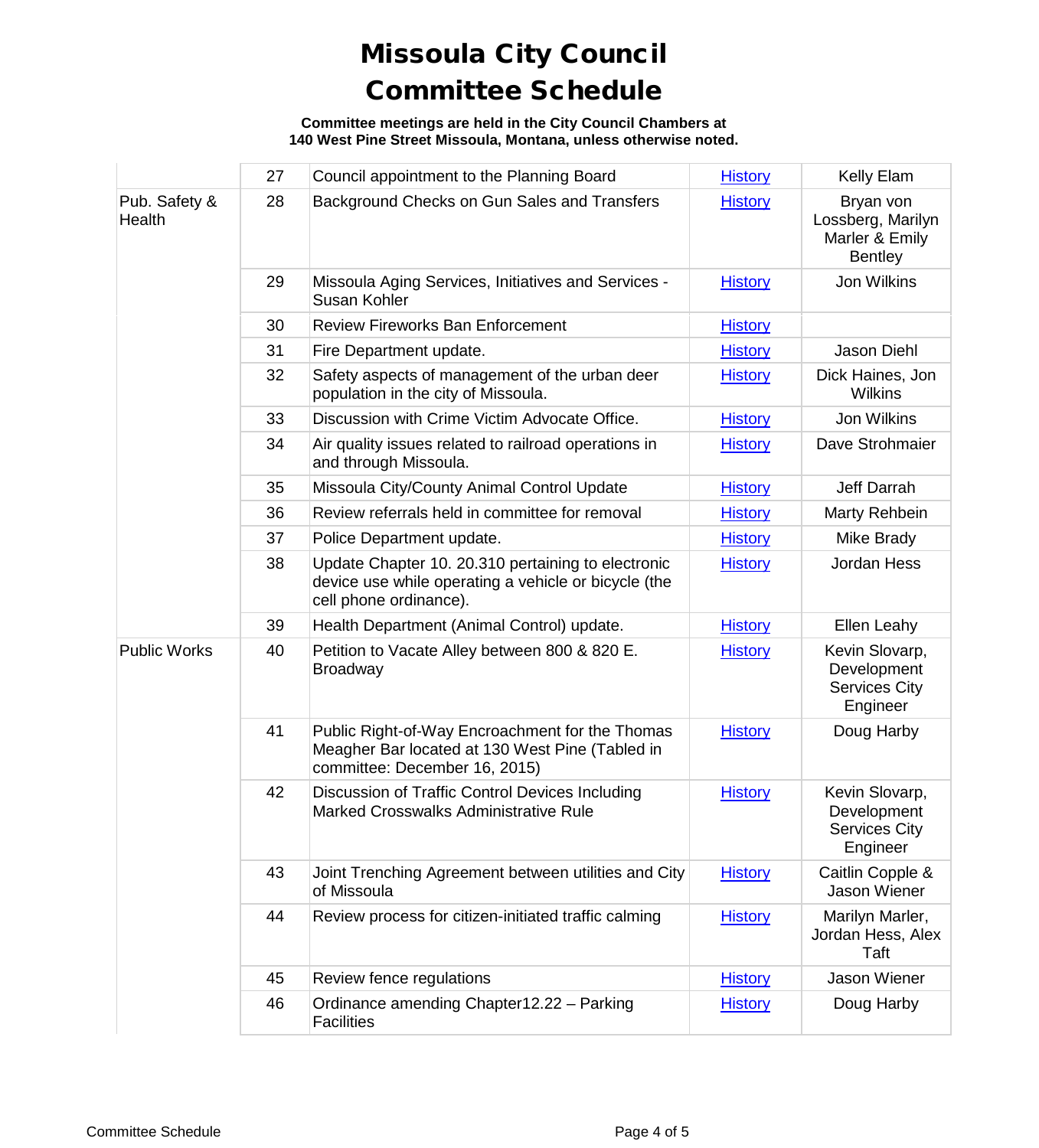# Missoula City Council Committee Schedule

**Committee meetings are held in the City Council Chambers at 140 West Pine Street Missoula, Montana, unless otherwise noted.**

| | | | | |
|---|---|---|---|---|
| | 27 | Council appointment to the Planning Board | History | Kelly Elam |
| Pub. Safety & Health | 28 | Background Checks on Gun Sales and Transfers | History | Bryan von Lossberg, Marilyn Marler & Emily Bentley |
| | 29 | Missoula Aging Services, Initiatives and Services - Susan Kohler | History | Jon Wilkins |
| | 30 | Review Fireworks Ban Enforcement | History | |
| | 31 | Fire Department update. | History | Jason Diehl |
| | 32 | Safety aspects of management of the urban deer population in the city of Missoula. | History | Dick Haines, Jon Wilkins |
| | 33 | Discussion with Crime Victim Advocate Office. | History | Jon Wilkins |
| | 34 | Air quality issues related to railroad operations in and through Missoula. | History | Dave Strohmaier |
| | 35 | Missoula City/County Animal Control Update | History | Jeff Darrah |
| | 36 | Review referrals held in committee for removal | History | Marty Rehbein |
| | 37 | Police Department update. | History | Mike Brady |
| | 38 | Update Chapter 10. 20.310 pertaining to electronic device use while operating a vehicle or bicycle (the cell phone ordinance). | History | Jordan Hess |
| | 39 | Health Department (Animal Control) update. | History | Ellen Leahy |
| Public Works | 40 | Petition to Vacate Alley between 800 & 820 E. Broadway | History | Kevin Slovarp, Development Services City Engineer |
| | 41 | Public Right-of-Way Encroachment for the Thomas Meagher Bar located at 130 West Pine (Tabled in committee: December 16, 2015) | History | Doug Harby |
| | 42 | Discussion of Traffic Control Devices Including Marked Crosswalks Administrative Rule | History | Kevin Slovarp, Development Services City Engineer |
| | 43 | Joint Trenching Agreement between utilities and City of Missoula | History | Caitlin Copple & Jason Wiener |
| | 44 | Review process for citizen-initiated traffic calming | History | Marilyn Marler, Jordan Hess, Alex Taft |
| | 45 | Review fence regulations | History | Jason Wiener |
| | 46 | Ordinance amending Chapter12.22 – Parking Facilities | History | Doug Harby |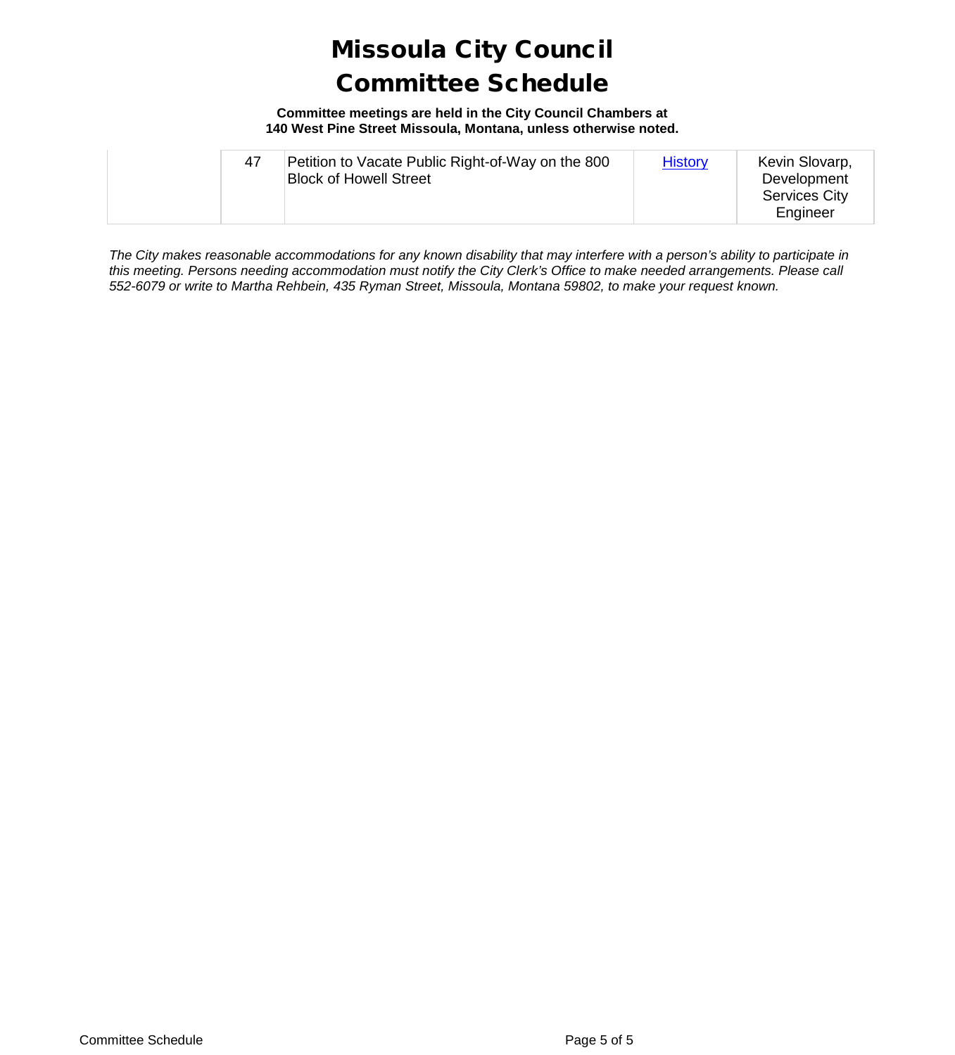# Missoula City Council Committee Schedule

**Committee meetings are held in the City Council Chambers at 140 West Pine Street Missoula, Montana, unless otherwise noted.**

| | | | | |
|---|---|---|---|---|
| | 47 | Petition to Vacate Public Right-of-Way on the 800 Block of Howell Street | History | Kevin Slovarp, Development Services City Engineer |

*The City makes reasonable accommodations for any known disability that may interfere with a person's ability to participate in this meeting. Persons needing accommodation must notify the City Clerk's Office to make needed arrangements. Please call 552-6079 or write to Martha Rehbein, 435 Ryman Street, Missoula, Montana 59802, to make your request known.*